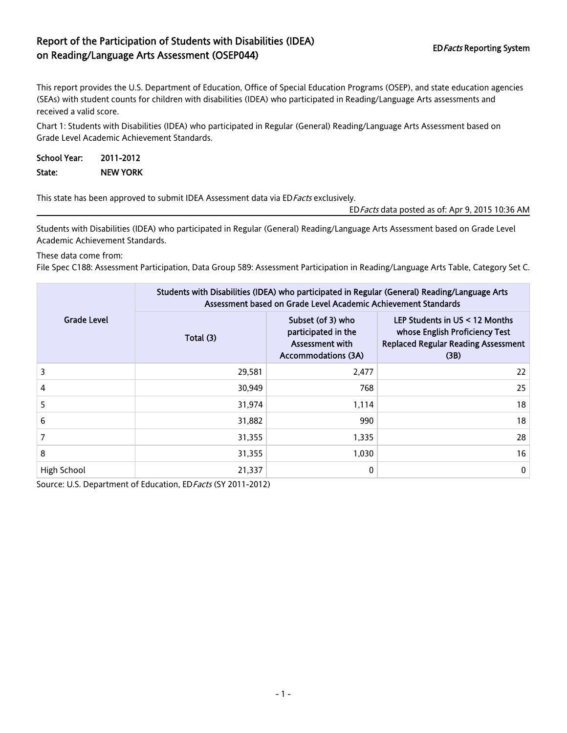# Report of the Participation of Students with Disabilities (IDEA) on Reading/Language Arts Assessment (OSEP044)

ED*Facts* Reporting System

This report provides the U.S. Department of Education, Office of Special Education Programs (OSEP), and state education agencies (SEAs) with student counts for children with disabilities (IDEA) who participated in Reading/Language Arts assessments and received a valid score.

Chart 1: Students with Disabilities (IDEA) who participated in Regular (General) Reading/Language Arts Assessment based on Grade Level Academic Achievement Standards.

**School Year:** 2011-2012
**State:** NEW YORK

This state has been approved to submit IDEA Assessment data via ED*Facts* exclusively.

ED*Facts* data posted as of: Apr 9, 2015 10:36 AM

Students with Disabilities (IDEA) who participated in Regular (General) Reading/Language Arts Assessment based on Grade Level Academic Achievement Standards.

These data come from:
File Spec C188: Assessment Participation, Data Group 589: Assessment Participation in Reading/Language Arts Table, Category Set C.

| Grade Level | Students with Disabilities (IDEA) who participated in Regular (General) Reading/Language Arts Assessment based on Grade Level Academic Achievement Standards | | |
|---|---|---|---|
| | Total (3) | Subset (of 3) who participated in the Assessment with Accommodations (3A) | LEP Students in US < 12 Months whose English Proficiency Test Replaced Regular Reading Assessment (3B) |
| 3 | 29,581 | 2,477 | 22 |
| 4 | 30,949 | 768 | 25 |
| 5 | 31,974 | 1,114 | 18 |
| 6 | 31,882 | 990 | 18 |
| 7 | 31,355 | 1,335 | 28 |
| 8 | 31,355 | 1,030 | 16 |
| High School | 21,337 | 0 | 0 |

Source: U.S. Department of Education, ED*Facts* (SY 2011-2012)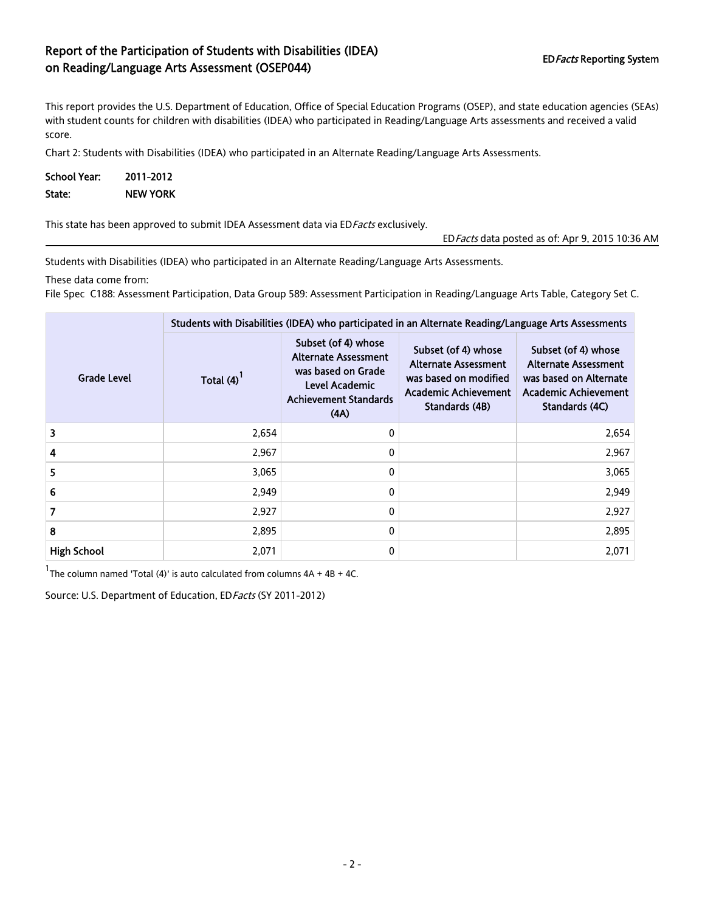# Report of the Participation of Students with Disabilities (IDEA) on Reading/Language Arts Assessment (OSEP044)

ED*Facts* Reporting System

This report provides the U.S. Department of Education, Office of Special Education Programs (OSEP), and state education agencies (SEAs) with student counts for children with disabilities (IDEA) who participated in Reading/Language Arts assessments and received a valid score.

Chart 2: Students with Disabilities (IDEA) who participated in an Alternate Reading/Language Arts Assessments.

**School Year:** 2011-2012

**State:** NEW YORK

This state has been approved to submit IDEA Assessment data via ED*Facts* exclusively.

ED*Facts* data posted as of: Apr 9, 2015 10:36 AM

Students with Disabilities (IDEA) who participated in an Alternate Reading/Language Arts Assessments.

These data come from:
File Spec C188: Assessment Participation, Data Group 589: Assessment Participation in Reading/Language Arts Table, Category Set C.

| Grade Level | Students with Disabilities (IDEA) who participated in an Alternate Reading/Language Arts Assessments | | | |
|---|---|---|---|---|
| | Total (4)[1] | Subset (of 4) whose Alternate Assessment was based on Grade Level Academic Achievement Standards (4A) | Subset (of 4) whose Alternate Assessment was based on modified Academic Achievement Standards (4B) | Subset (of 4) whose Alternate Assessment was based on Alternate Academic Achievement Standards (4C) |
| 3 | 2,654 | 0 | | 2,654 |
| 4 | 2,967 | 0 | | 2,967 |
| 5 | 3,065 | 0 | | 3,065 |
| 6 | 2,949 | 0 | | 2,949 |
| 7 | 2,927 | 0 | | 2,927 |
| 8 | 2,895 | 0 | | 2,895 |
| High School | 2,071 | 0 | | 2,071 |

[1]The column named 'Total (4)' is auto calculated from columns 4A + 4B + 4C.

Source: U.S. Department of Education, ED*Facts* (SY 2011-2012)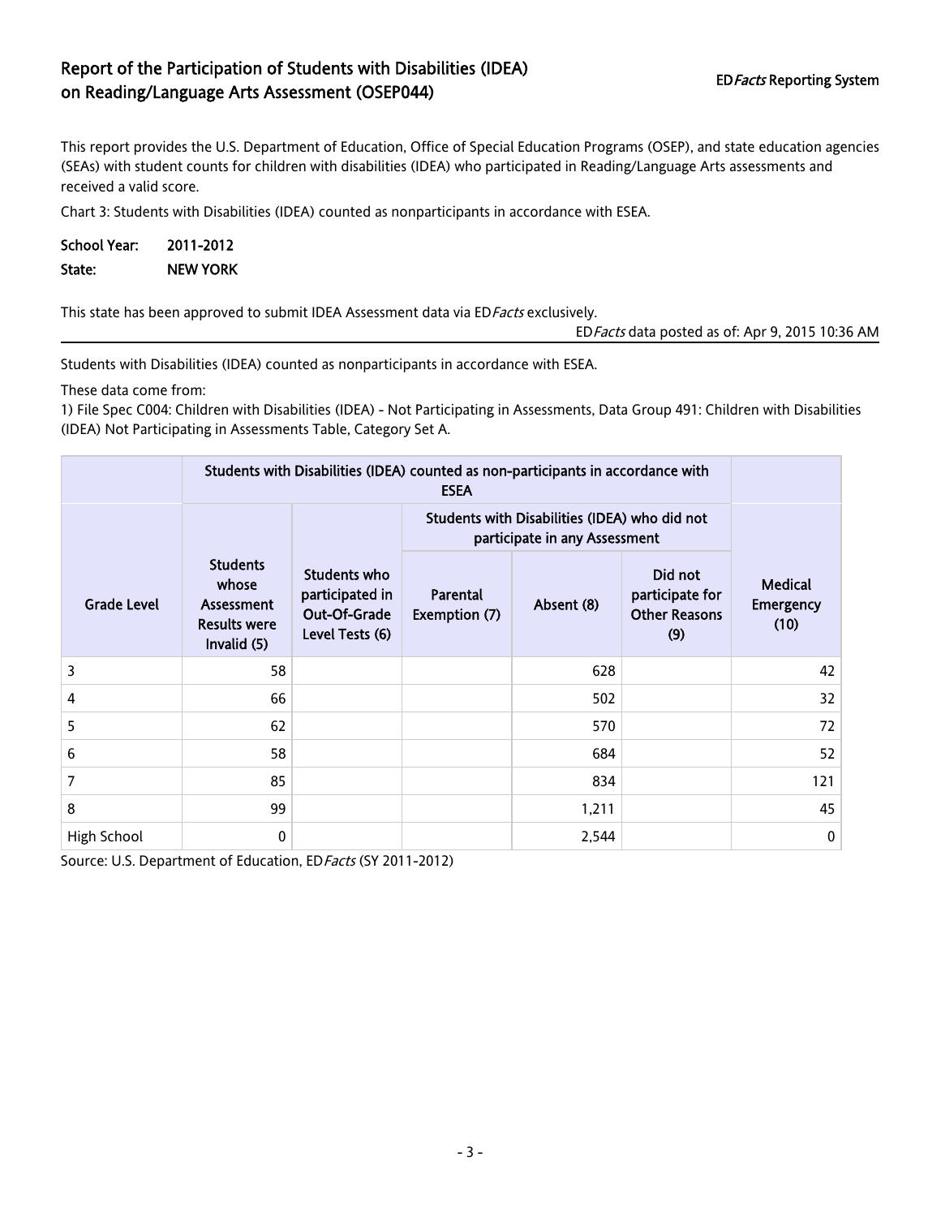## Report of the Participation of Students with Disabilities (IDEA) on Reading/Language Arts Assessment (OSEP044)

ED*Facts* Reporting System

This report provides the U.S. Department of Education, Office of Special Education Programs (OSEP), and state education agencies (SEAs) with student counts for children with disabilities (IDEA) who participated in Reading/Language Arts assessments and received a valid score.

Chart 3: Students with Disabilities (IDEA) counted as nonparticipants in accordance with ESEA.

**School Year:** **2011-2012**

**State:** **NEW YORK**

This state has been approved to submit IDEA Assessment data via ED*Facts* exclusively.

ED*Facts* data posted as of: Apr 9, 2015 10:36 AM

Students with Disabilities (IDEA) counted as nonparticipants in accordance with ESEA.

These data come from:

1) File Spec C004: Children with Disabilities (IDEA) - Not Participating in Assessments, Data Group 491: Children with Disabilities (IDEA) Not Participating in Assessments Table, Category Set A.

| | Students with Disabilities (IDEA) counted as non-participants in accordance with ESEA | | | | | |
|---|---|---|---|---|---|---|
| | | | Students with Disabilities (IDEA) who did not participate in any Assessment | | | |
| Grade Level | Students whose Assessment Results were Invalid (5) | Students who participated in Out-Of-Grade Level Tests (6) | Parental Exemption (7) | Absent (8) | Did not participate for Other Reasons (9) | Medical Emergency (10) |
| 3 | 58 | | | 628 | | 42 |
| 4 | 66 | | | 502 | | 32 |
| 5 | 62 | | | 570 | | 72 |
| 6 | 58 | | | 684 | | 52 |
| 7 | 85 | | | 834 | | 121 |
| 8 | 99 | | | 1,211 | | 45 |
| High School | 0 | | | 2,544 | | 0 |

Source: U.S. Department of Education, ED*Facts* (SY 2011-2012)